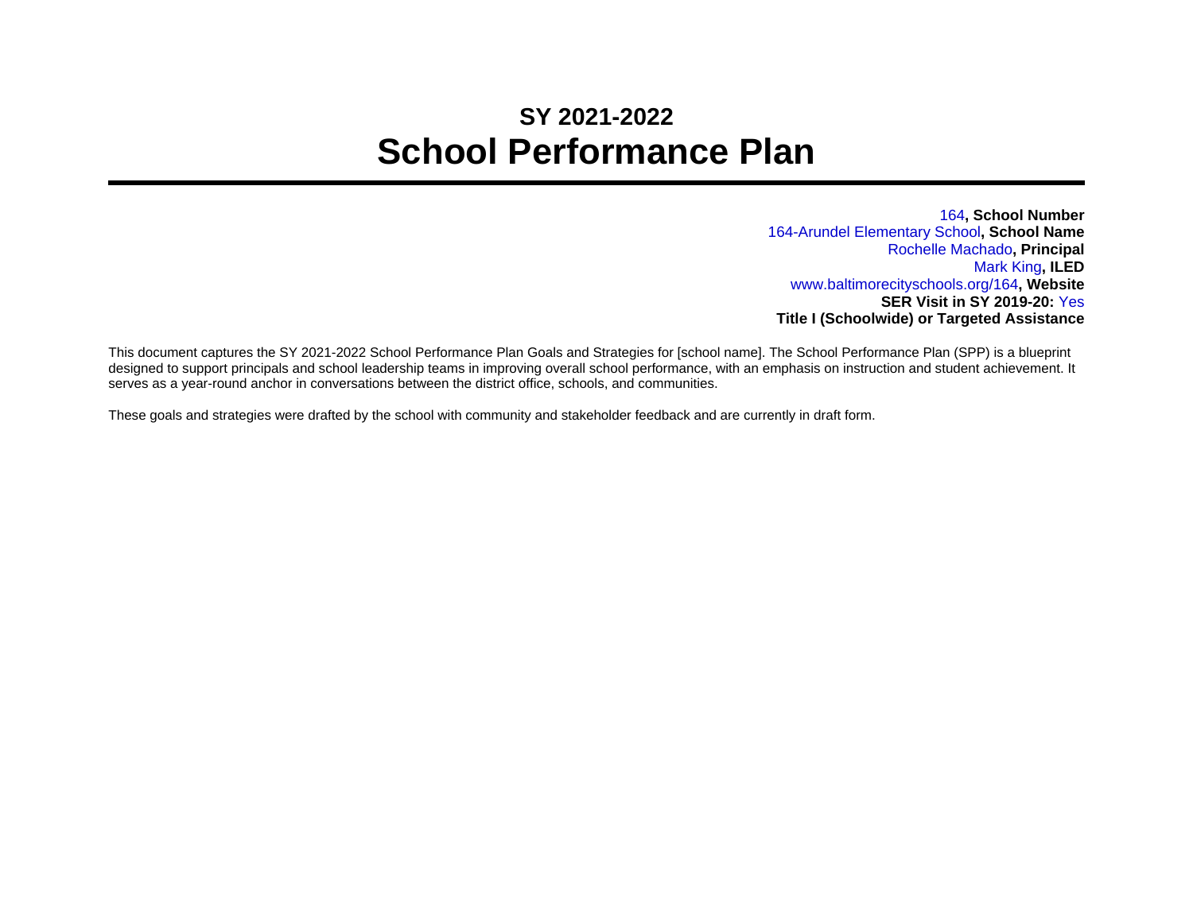## SY 2021-2022

# School Performance Plan

164, **School Number**
164-Arundel Elementary School, **School Name**
Rochelle Machado, **Principal**
Mark King, **ILED**
www.baltimorecityschools.org/164, **Website**
**SER Visit in SY 2019-20:** Yes
**Title I (Schoolwide) or Targeted Assistance**

This document captures the SY 2021-2022 School Performance Plan Goals and Strategies for [school name]. The School Performance Plan (SPP) is a blueprint designed to support principals and school leadership teams in improving overall school performance, with an emphasis on instruction and student achievement. It serves as a year-round anchor in conversations between the district office, schools, and communities.

These goals and strategies were drafted by the school with community and stakeholder feedback and are currently in draft form.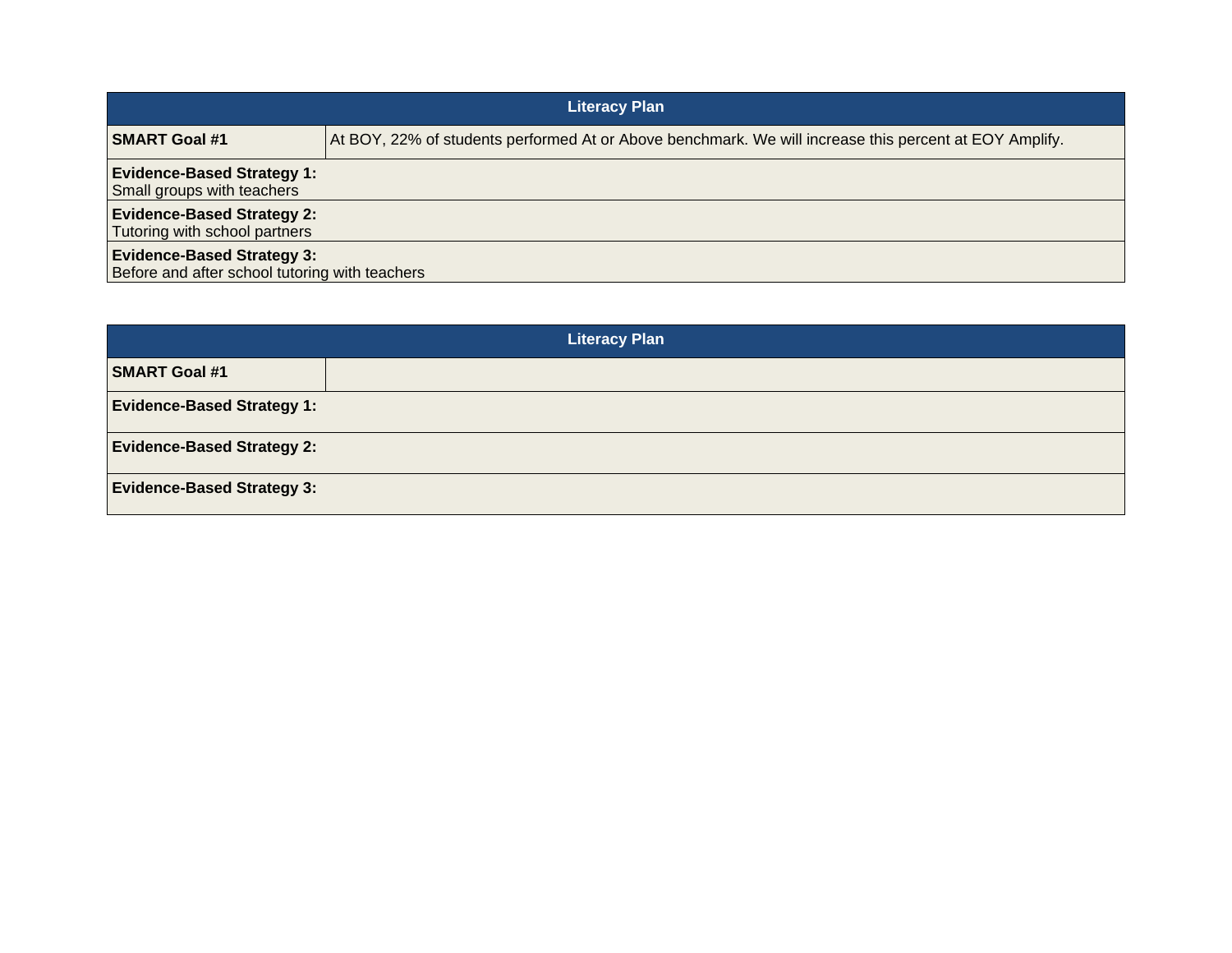| Literacy Plan | |
|---|---|
| **SMART Goal #1** | At BOY, 22% of students performed At or Above benchmark. We will increase this percent at EOY Amplify. |
| **Evidence-Based Strategy 1:** Small groups with teachers | |
| **Evidence-Based Strategy 2:** Tutoring with school partners | |
| **Evidence-Based Strategy 3:** Before and after school tutoring with teachers | |

| Literacy Plan | |
|---|---|
| **SMART Goal #1** | |
| **Evidence-Based Strategy 1:** | |
| **Evidence-Based Strategy 2:** | |
| **Evidence-Based Strategy 3:** | |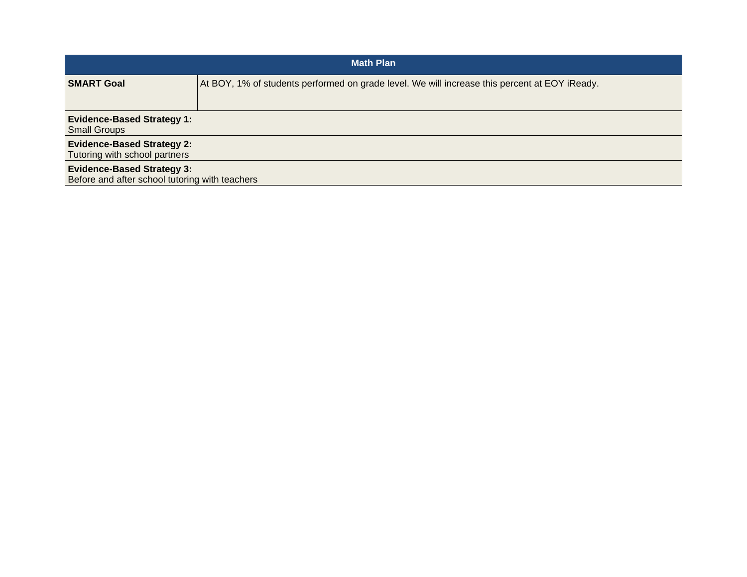| Math Plan | |
|---|---|
| **SMART Goal** | At BOY, 1% of students performed on grade level. We will increase this percent at EOY iReady. |
| **Evidence-Based Strategy 1:**<br>Small Groups | |
| **Evidence-Based Strategy 2:**<br>Tutoring with school partners | |
| **Evidence-Based Strategy 3:**<br>Before and after school tutoring with teachers | |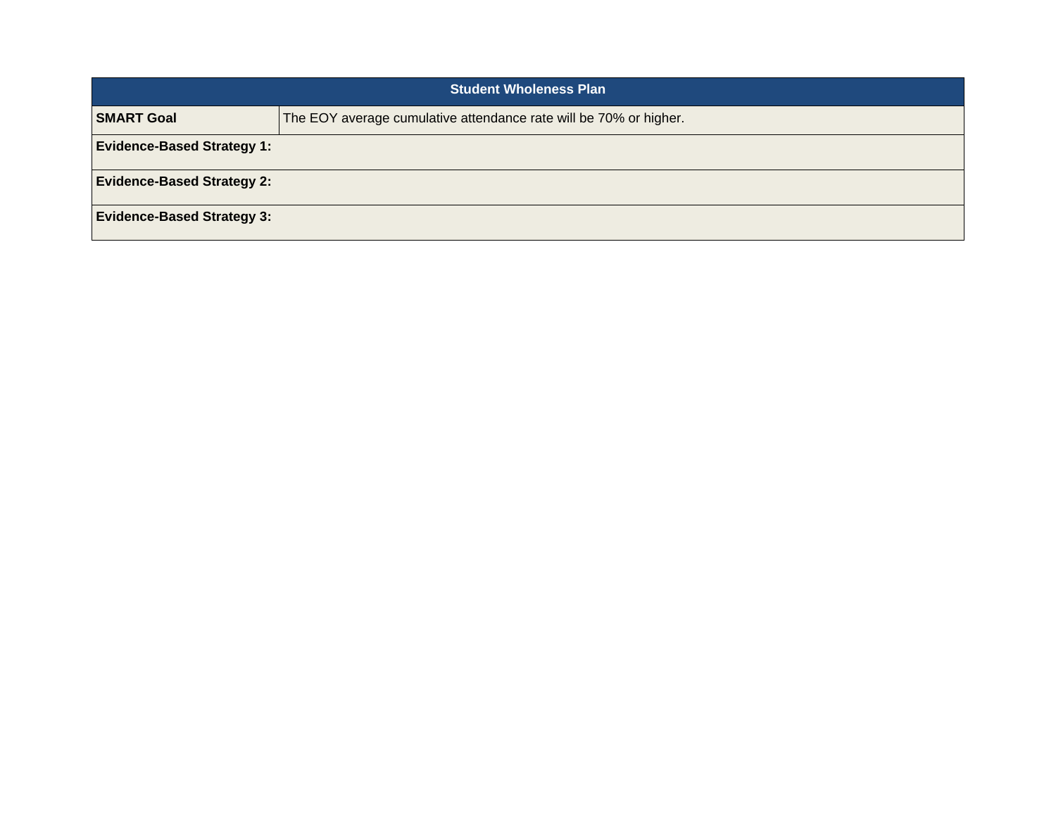| Student Wholeness Plan | |
|---|---|
| **SMART Goal** | The EOY average cumulative attendance rate will be 70% or higher. |
| **Evidence-Based Strategy 1:** | |
| **Evidence-Based Strategy 2:** | |
| **Evidence-Based Strategy 3:** | |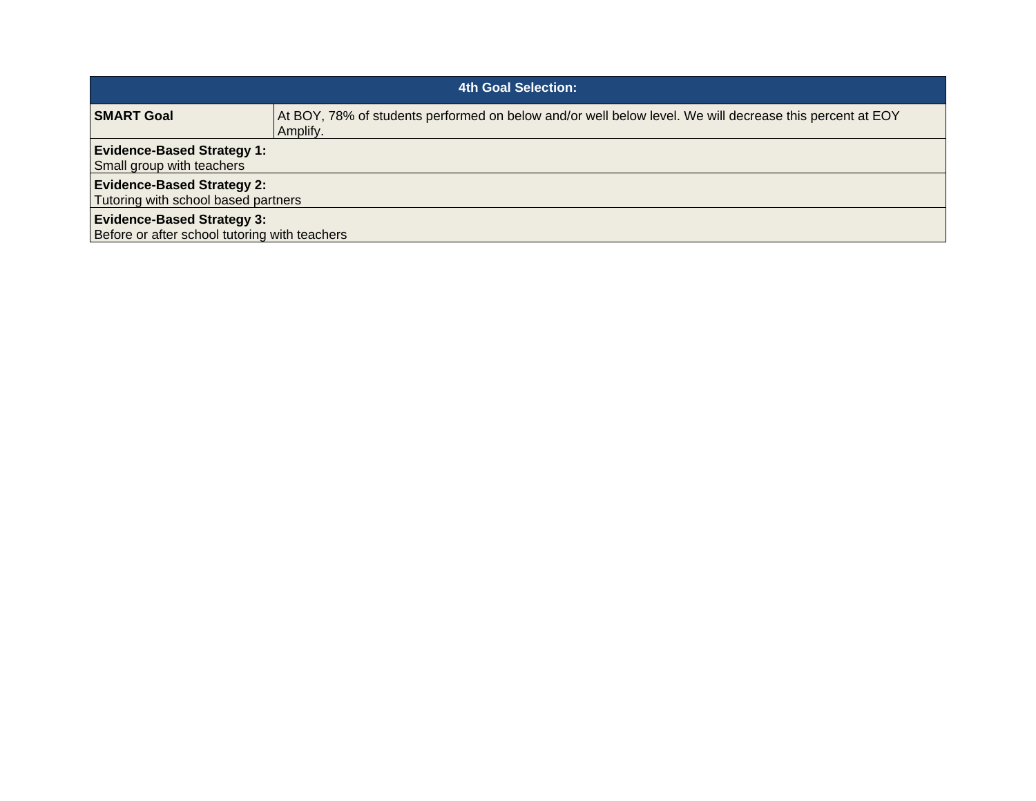| 4th Goal Selection: | |
|---|---|
| **SMART Goal** | At BOY, 78% of students performed on below and/or well below level. We will decrease this percent at EOY Amplify. |
| **Evidence-Based Strategy 1:** Small group with teachers | |
| **Evidence-Based Strategy 2:** Tutoring with school based partners | |
| **Evidence-Based Strategy 3:** Before or after school tutoring with teachers | |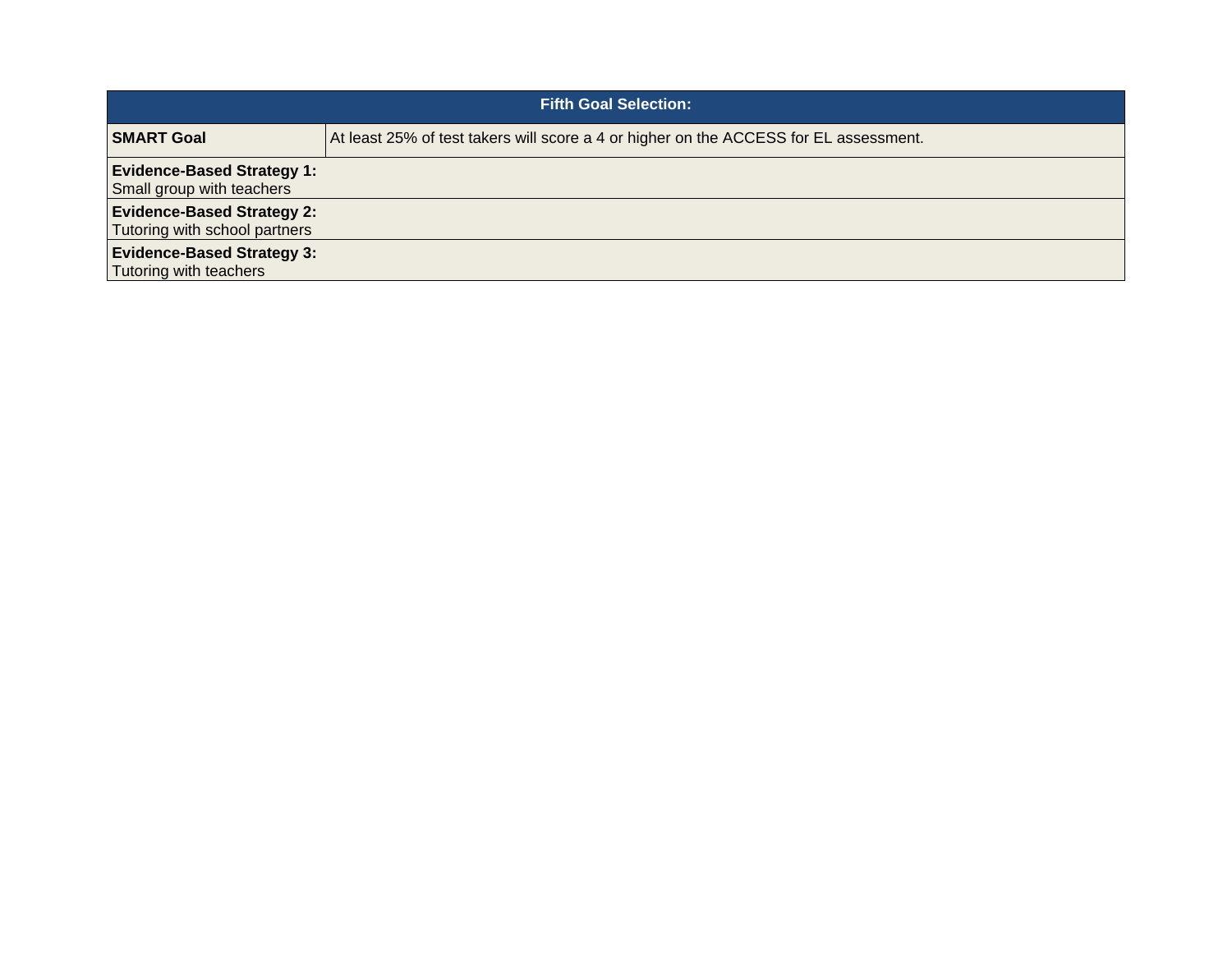| Fifth Goal Selection: | |
|---|---|
| **SMART Goal** | At least 25% of test takers will score a 4 or higher on the ACCESS for EL assessment. |
| **Evidence-Based Strategy 1:** Small group with teachers | |
| **Evidence-Based Strategy 2:** Tutoring with school partners | |
| **Evidence-Based Strategy 3:** Tutoring with teachers | |